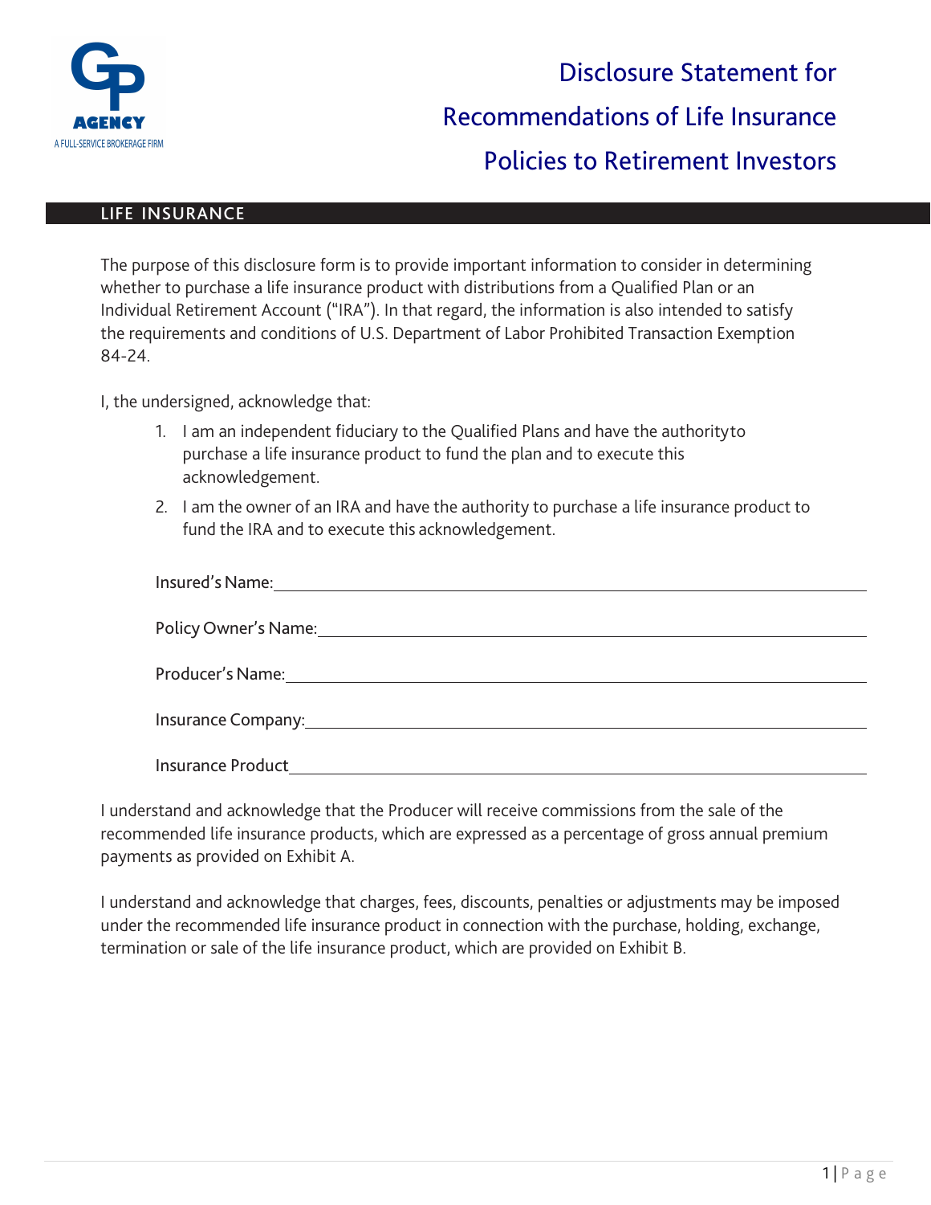GP AGENCY
A FULL-SERVICE BROKERAGE FIRM

# Disclosure Statement for Recommendations of Life Insurance Policies to Retirement Investors

## LIFE INSURANCE

The purpose of this disclosure form is to provide important information to consider in determining whether to purchase a life insurance product with distributions from a Qualified Plan or an Individual Retirement Account ("IRA"). In that regard, the information is also intended to satisfy the requirements and conditions of U.S. Department of Labor Prohibited Transaction Exemption 84-24.

I, the undersigned, acknowledge that:

1. I am an independent fiduciary to the Qualified Plans and have the authority to purchase a life insurance product to fund the plan and to execute this acknowledgement.
2. I am the owner of an IRA and have the authority to purchase a life insurance product to fund the IRA and to execute this acknowledgement.

Insured's Name: ______________________________

Policy Owner's Name: ______________________________

Producer's Name: ______________________________

Insurance Company: ______________________________

Insurance Product ______________________________

I understand and acknowledge that the Producer will receive commissions from the sale of the recommended life insurance products, which are expressed as a percentage of gross annual premium payments as provided on Exhibit A.

I understand and acknowledge that charges, fees, discounts, penalties or adjustments may be imposed under the recommended life insurance product in connection with the purchase, holding, exchange, termination or sale of the life insurance product, which are provided on Exhibit B.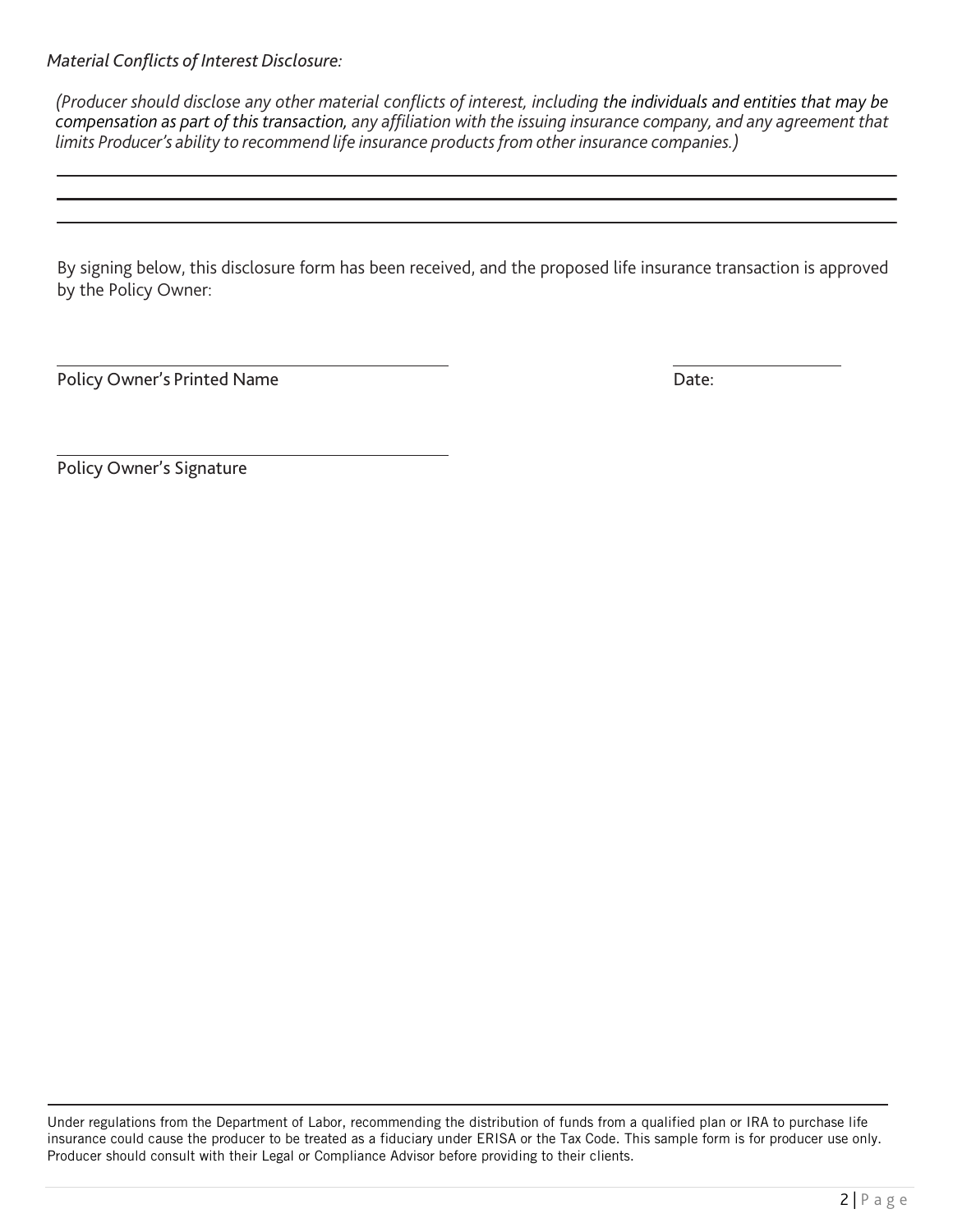*Material Conflicts of Interest Disclosure:*

*(Producer should disclose any other material conflicts of interest, including the individuals and entities that may be compensation as part of this transaction, any affiliation with the issuing insurance company, and any agreement that limits Producer's ability to recommend life insurance products from other insurance companies.)*

_______________________________________________________________________________

_______________________________________________________________________________

_______________________________________________________________________________

By signing below, this disclosure form has been received, and the proposed life insurance transaction is approved by the Policy Owner:

_______________________________ _______________

Policy Owner's Printed Name Date:

_______________________________

Policy Owner's Signature

Under regulations from the Department of Labor, recommending the distribution of funds from a qualified plan or IRA to purchase life insurance could cause the producer to be treated as a fiduciary under ERISA or the Tax Code. This sample form is for producer use only. Producer should consult with their Legal or Compliance Advisor before providing to their clients.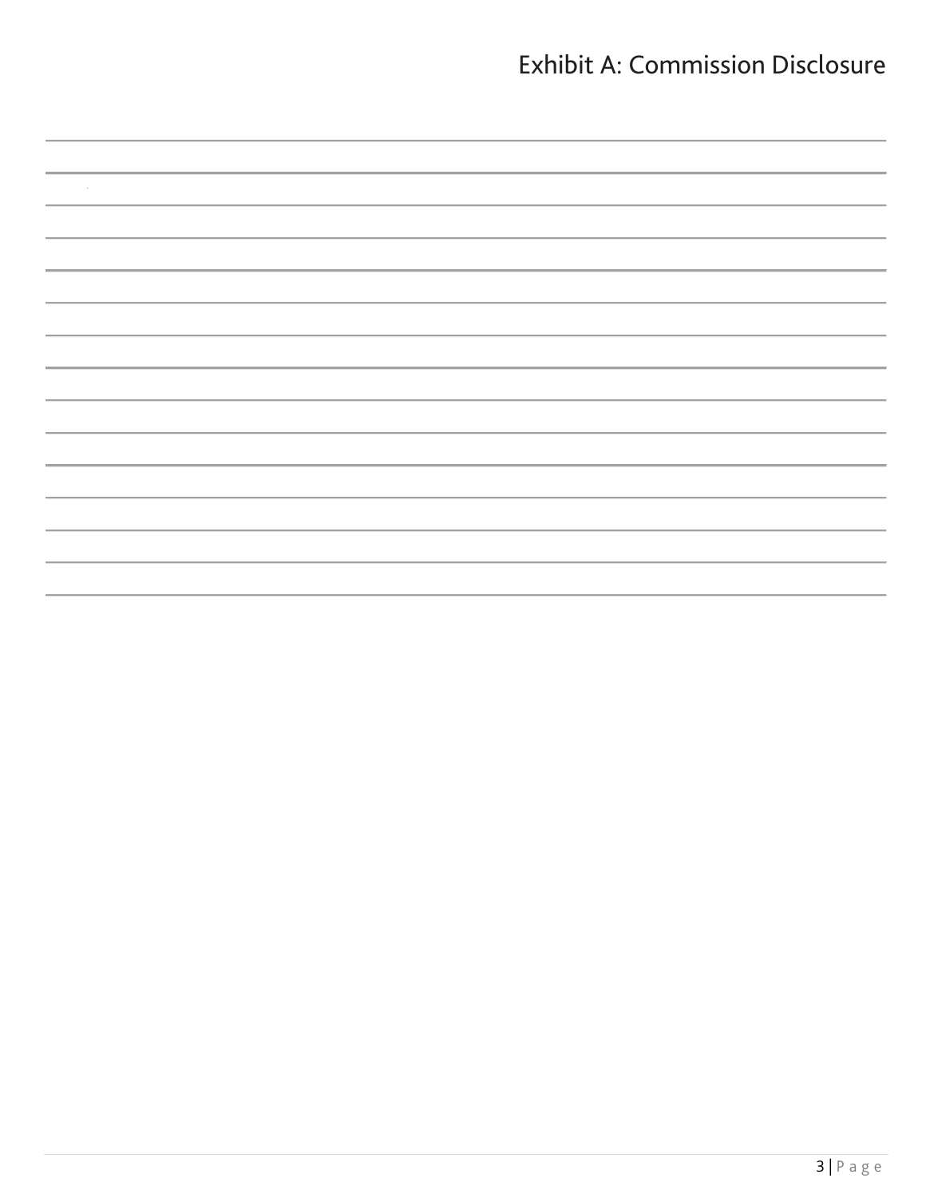# Exhibit A: Commission Disclosure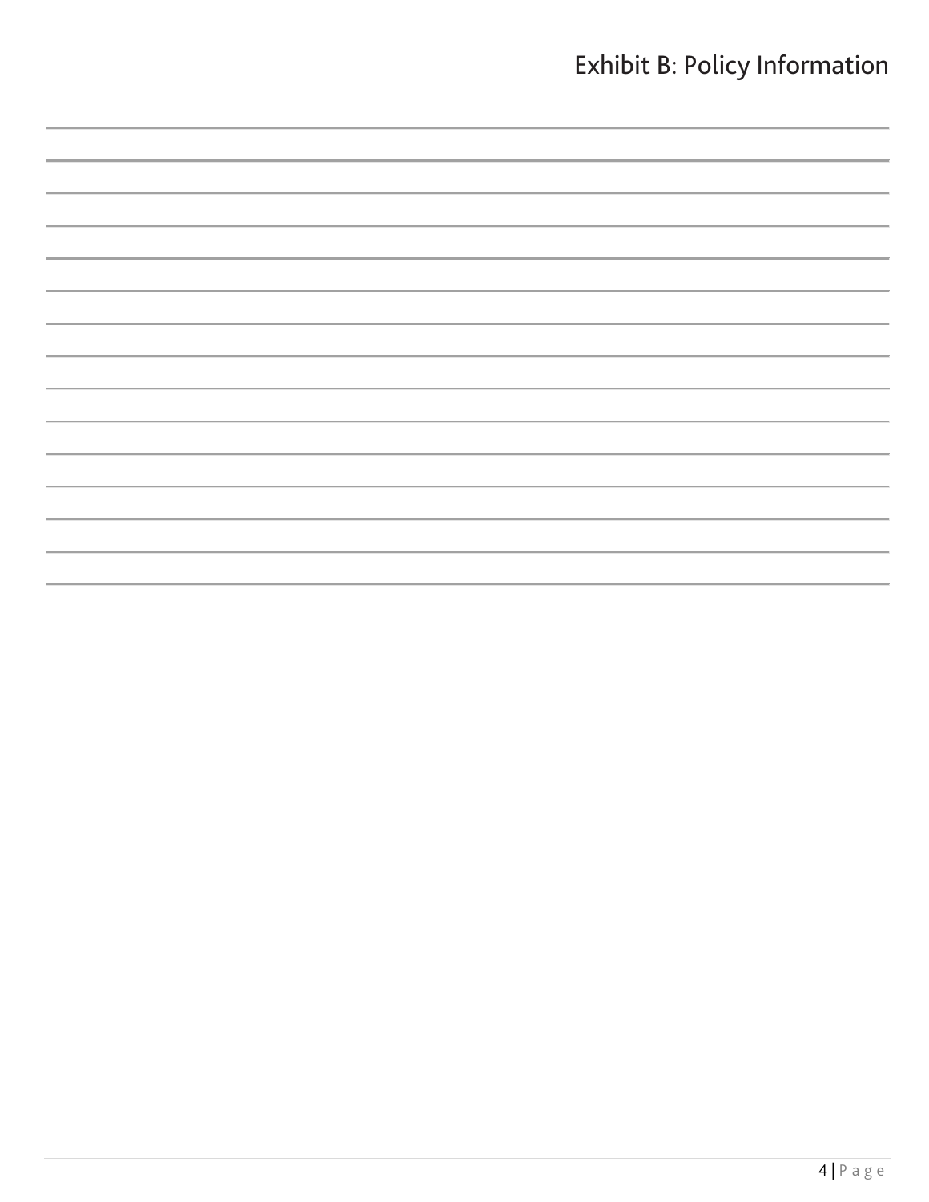# Exhibit B: Policy Information